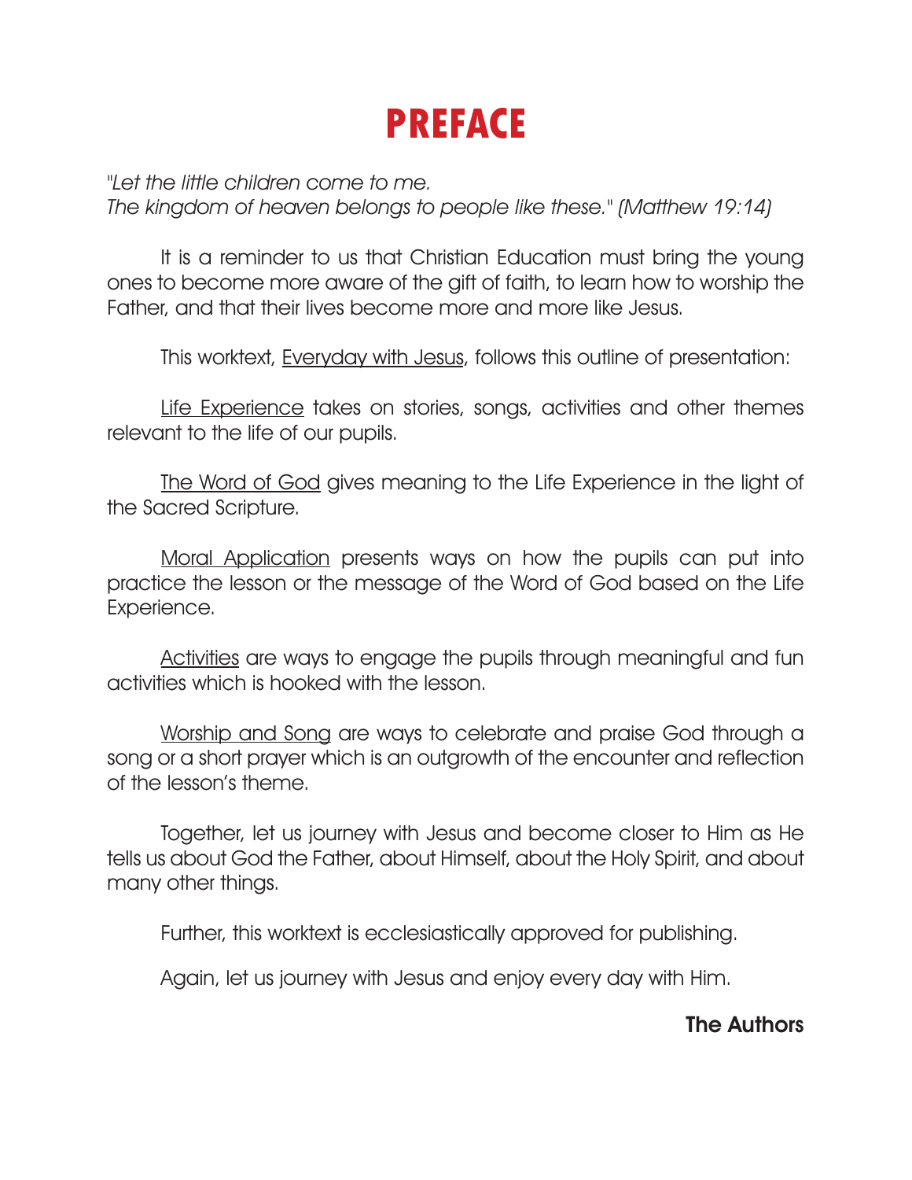# PREFACE

*"Let the little children come to me.*
*The kingdom of heaven belongs to people like these." (Matthew 19:14)*

It is a reminder to us that Christian Education must bring the young ones to become more aware of the gift of faith, to learn how to worship the Father, and that their lives become more and more like Jesus.

This worktext, Everyday with Jesus, follows this outline of presentation:

Life Experience takes on stories, songs, activities and other themes relevant to the life of our pupils.

The Word of God gives meaning to the Life Experience in the light of the Sacred Scripture.

Moral Application presents ways on how the pupils can put into practice the lesson or the message of the Word of God based on the Life Experience.

Activities are ways to engage the pupils through meaningful and fun activities which is hooked with the lesson.

Worship and Song are ways to celebrate and praise God through a song or a short prayer which is an outgrowth of the encounter and reflection of the lesson's theme.

Together, let us journey with Jesus and become closer to Him as He tells us about God the Father, about Himself, about the Holy Spirit, and about many other things.

Further, this worktext is ecclesiastically approved for publishing.

Again, let us journey with Jesus and enjoy every day with Him.

**The Authors**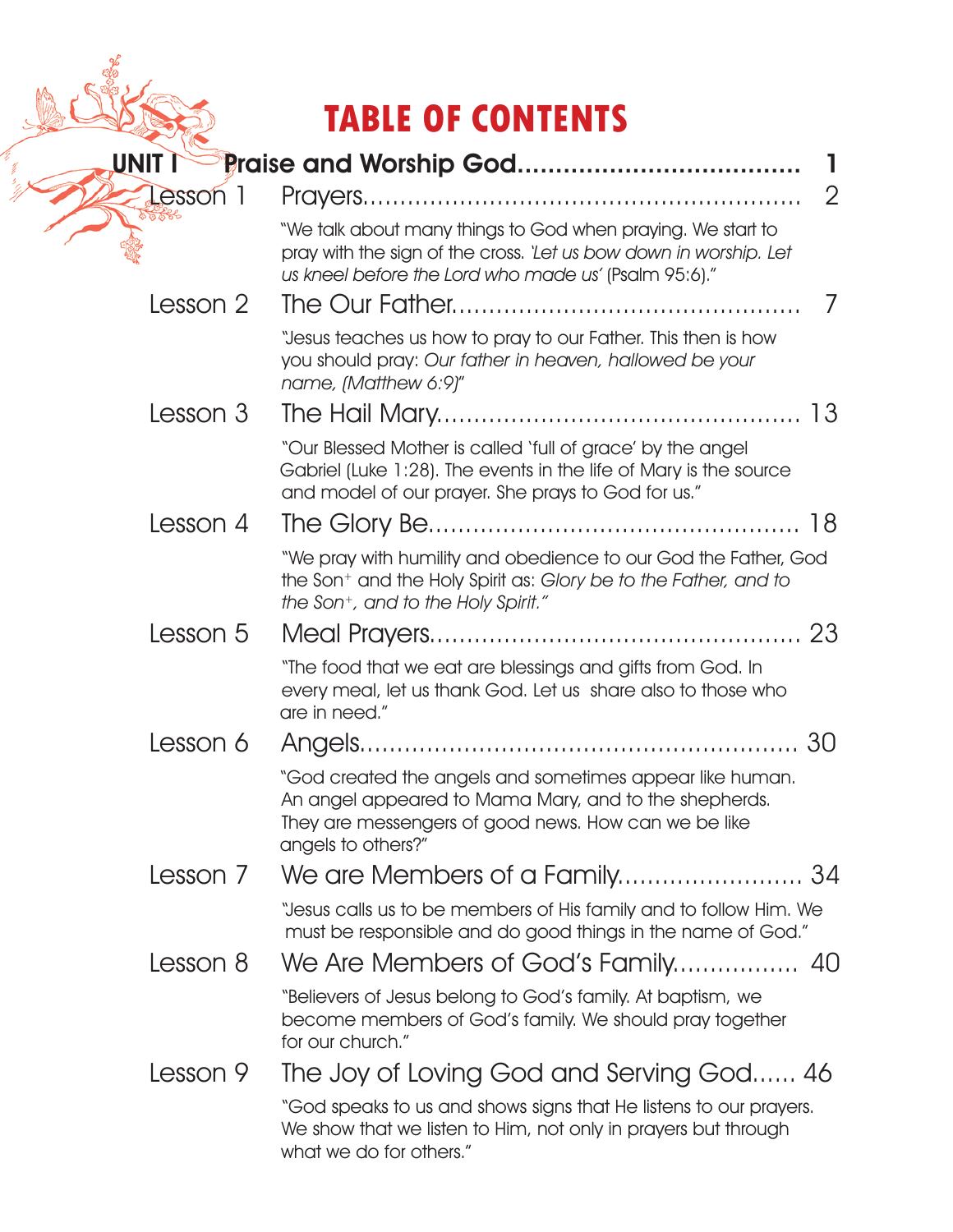# TABLE OF CONTENTS

## UNIT I Praise and Worship God.................................... 1

**Lesson 1** Prayers........................................................ 2

"We talk about many things to God when praying. We start to pray with the sign of the cross. *'Let us bow down in worship. Let us kneel before the Lord who made us'* (Psalm 95:6)."

**Lesson 2** The Our Father.............................................. 7

"Jesus teaches us how to pray to our Father. This then is how you should pray: *Our father in heaven, hallowed be your name, (Matthew 6:9)*"

**Lesson 3** The Hail Mary................................................ 13

"Our Blessed Mother is called 'full of grace' by the angel Gabriel (Luke 1:28). The events in the life of Mary is the source and model of our prayer. She prays to God for us."

**Lesson 4** The Glory Be................................................. 18

"We pray with humility and obedience to our God the Father, God the Son+ and the Holy Spirit as: *Glory be to the Father, and to the Son+, and to the Holy Spirit."*

**Lesson 5** Meal Prayers................................................ 23

"The food that we eat are blessings and gifts from God. In every meal, let us thank God. Let us share also to those who are in need."

**Lesson 6** Angels......................................................... 30

"God created the angels and sometimes appear like human. An angel appeared to Mama Mary, and to the shepherds. They are messengers of good news. How can we be like angels to others?"

**Lesson 7** We are Members of a Family......................... 34

"Jesus calls us to be members of His family and to follow Him. We must be responsible and do good things in the name of God."

**Lesson 8** We Are Members of God's Family................. 40

"Believers of Jesus belong to God's family. At baptism, we become members of God's family. We should pray together for our church."

**Lesson 9** The Joy of Loving God and Serving God...... 46

"God speaks to us and shows signs that He listens to our prayers. We show that we listen to Him, not only in prayers but through what we do for others."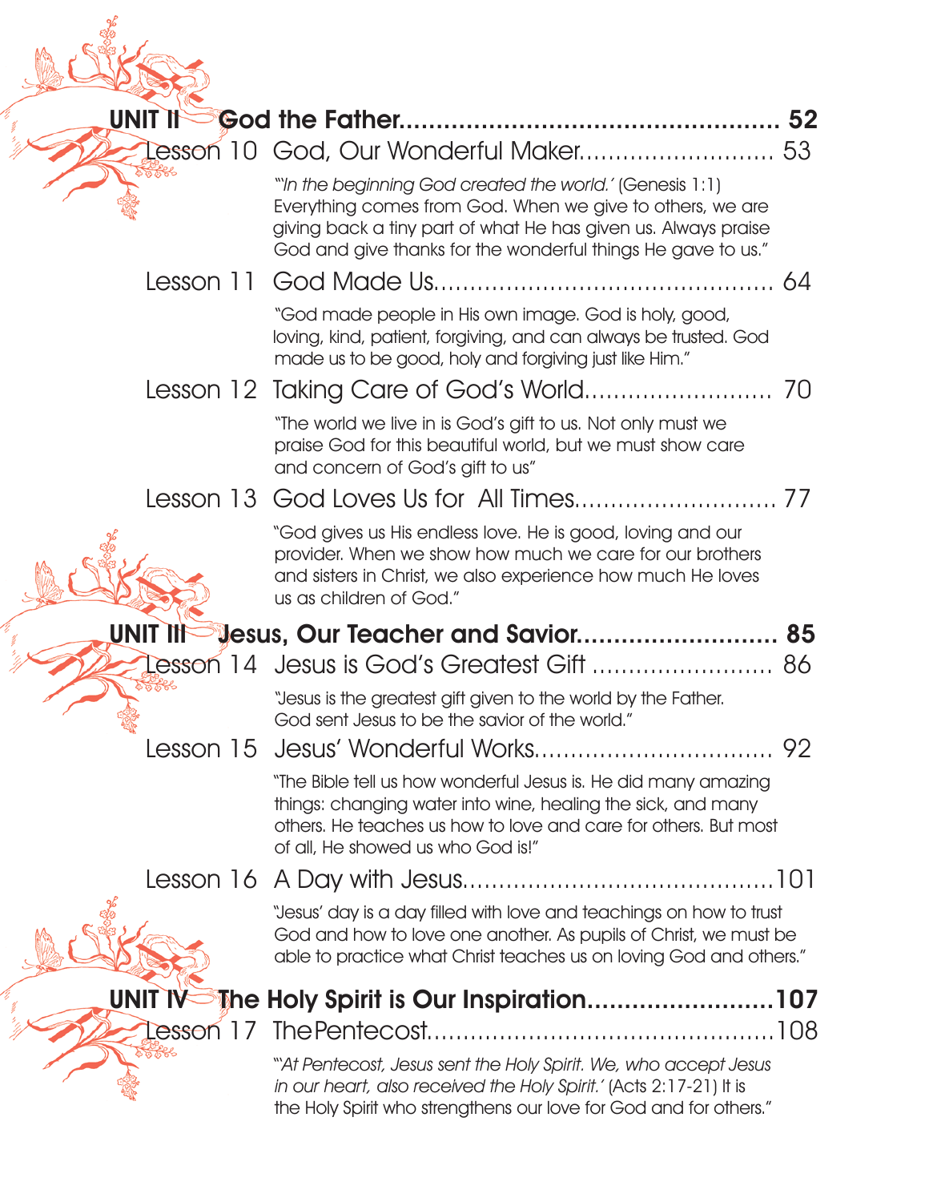## UNIT II God the Father.................................................. 52

Lesson 10 God, Our Wonderful Maker.......................... 53

"'*In the beginning God created the world.'* (Genesis 1:1) Everything comes from God. When we give to others, we are giving back a tiny part of what He has given us. Always praise God and give thanks for the wonderful things He gave to us."

Lesson 11 God Made Us............................................. 64

"God made people in His own image. God is holy, good, loving, kind, patient, forgiving, and can always be trusted. God made us to be good, holy and forgiving just like Him."

Lesson 12 Taking Care of God's World.......................... 70

"The world we live in is God's gift to us. Not only must we praise God for this beautiful world, but we must show care and concern of God's gift to us"

Lesson 13 God Loves Us for All Times............................ 77

"God gives us His endless love. He is good, loving and our provider. When we show how much we care for our brothers and sisters in Christ, we also experience how much He loves us as children of God."

## UNIT III Jesus, Our Teacher and Savior.......................... 85

Lesson 14 Jesus is God's Greatest Gift ......................... 86

"Jesus is the greatest gift given to the world by the Father. God sent Jesus to be the savior of the world."

Lesson 15 Jesus' Wonderful Works................................ 92

"The Bible tell us how wonderful Jesus is. He did many amazing things: changing water into wine, healing the sick, and many others. He teaches us how to love and care for others. But most of all, He showed us who God is!"

Lesson 16 A Day with Jesus..........................................101

"Jesus' day is a day filled with love and teachings on how to trust God and how to love one another. As pupils of Christ, we must be able to practice what Christ teaches us on loving God and others."

## UNIT IV The Holy Spirit is Our Inspiration.........................107

Lesson 17 The Pentecost...............................................108

"'*At Pentecost, Jesus sent the Holy Spirit. We, who accept Jesus in our heart, also received the Holy Spirit.'* (Acts 2:17-21) It is the Holy Spirit who strengthens our love for God and for others."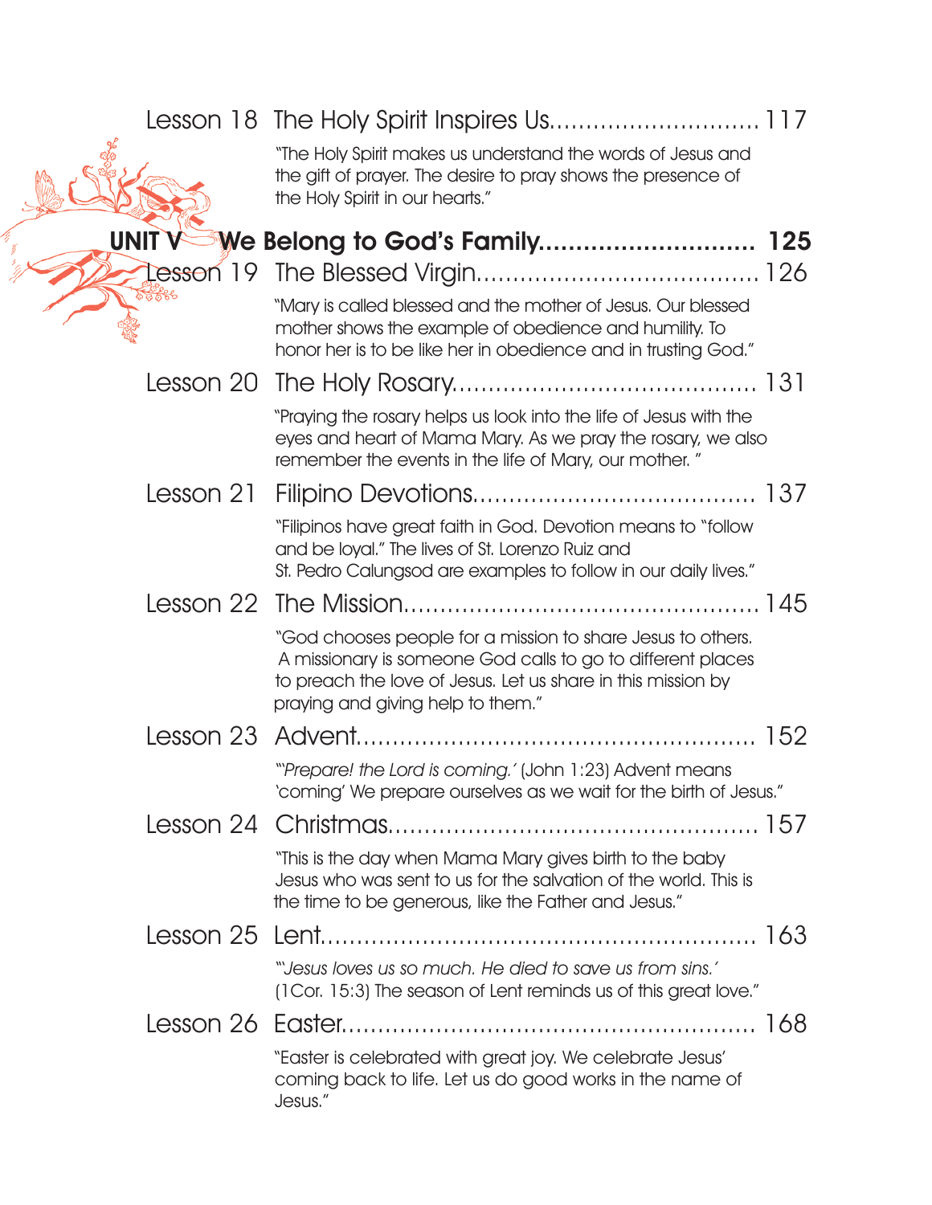Lesson 18 The Holy Spirit Inspires Us............................ 117

"The Holy Spirit makes us understand the words of Jesus and the gift of prayer. The desire to pray shows the presence of the Holy Spirit in our hearts."

## UNIT V We Belong to God's Family............................ 125

Lesson 19 The Blessed Virgin...................................... 126

"Mary is called blessed and the mother of Jesus. Our blessed mother shows the example of obedience and humility. To honor her is to be like her in obedience and in trusting God."

Lesson 20 The Holy Rosary......................................... 131

"Praying the rosary helps us look into the life of Jesus with the eyes and heart of Mama Mary. As we pray the rosary, we also remember the events in the life of Mary, our mother. "

Lesson 21 Filipino Devotions....................................... 137

"Filipinos have great faith in God. Devotion means to "follow and be loyal." The lives of St. Lorenzo Ruiz and St. Pedro Calungsod are examples to follow in our daily lives."

Lesson 22 The Mission................................................ 145

"God chooses people for a mission to share Jesus to others. A missionary is someone God calls to go to different places to preach the love of Jesus. Let us share in this mission by praying and giving help to them."

Lesson 23 Advent...................................................... 152

"'*Prepare! the Lord is coming.*' (John 1:23) Advent means 'coming' We prepare ourselves as we wait for the birth of Jesus."

Lesson 24 Christmas................................................. 157

"This is the day when Mama Mary gives birth to the baby Jesus who was sent to us for the salvation of the world. This is the time to be generous, like the Father and Jesus."

Lesson 25 Lent.......................................................... 163

"'*Jesus loves us so much. He died to save us from sins.*' (1Cor. 15:3) The season of Lent reminds us of this great love."

Lesson 26 Easter....................................................... 168

"Easter is celebrated with great joy. We celebrate Jesus' coming back to life. Let us do good works in the name of Jesus."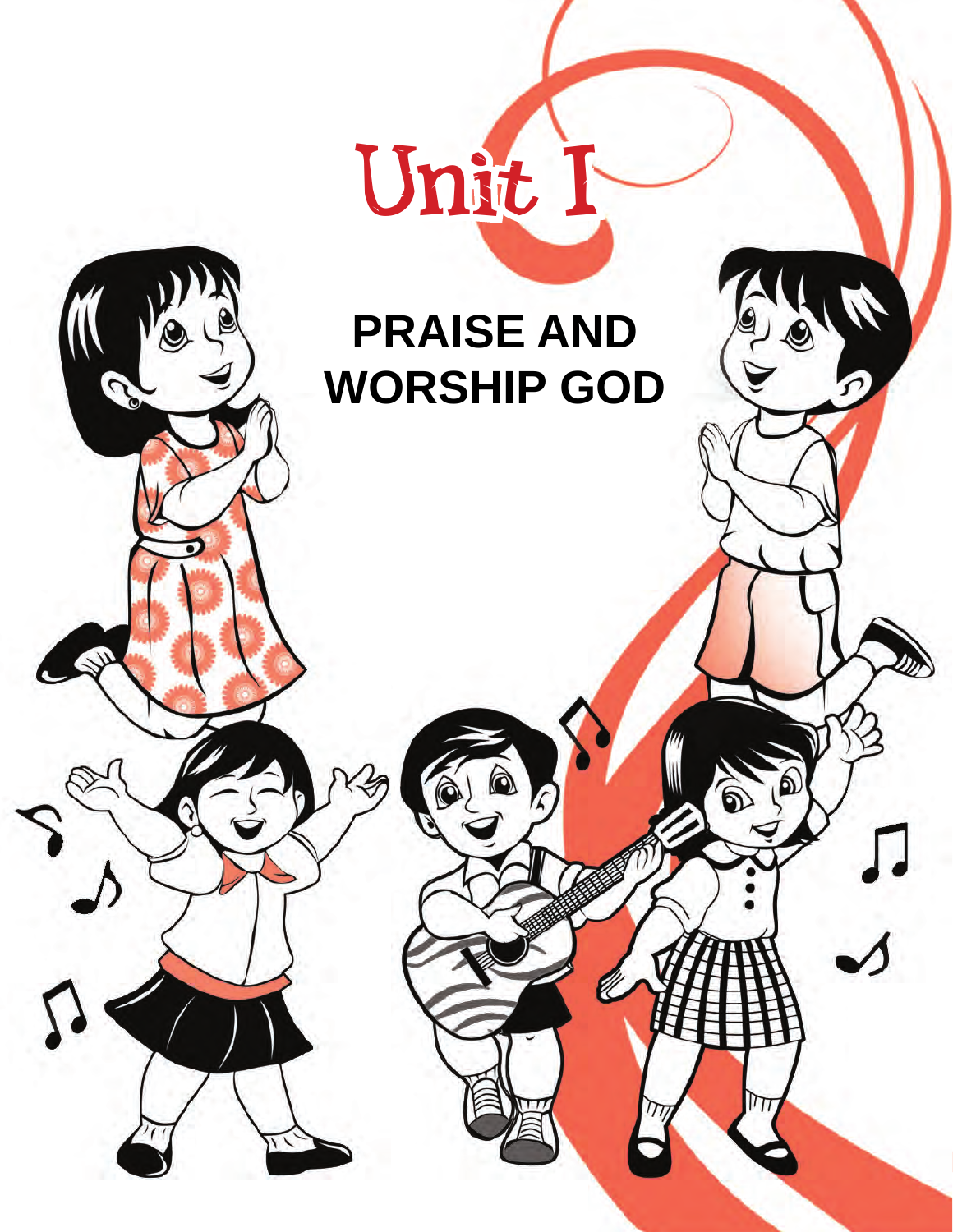# Unit I

## PRAISE AND WORSHIP GOD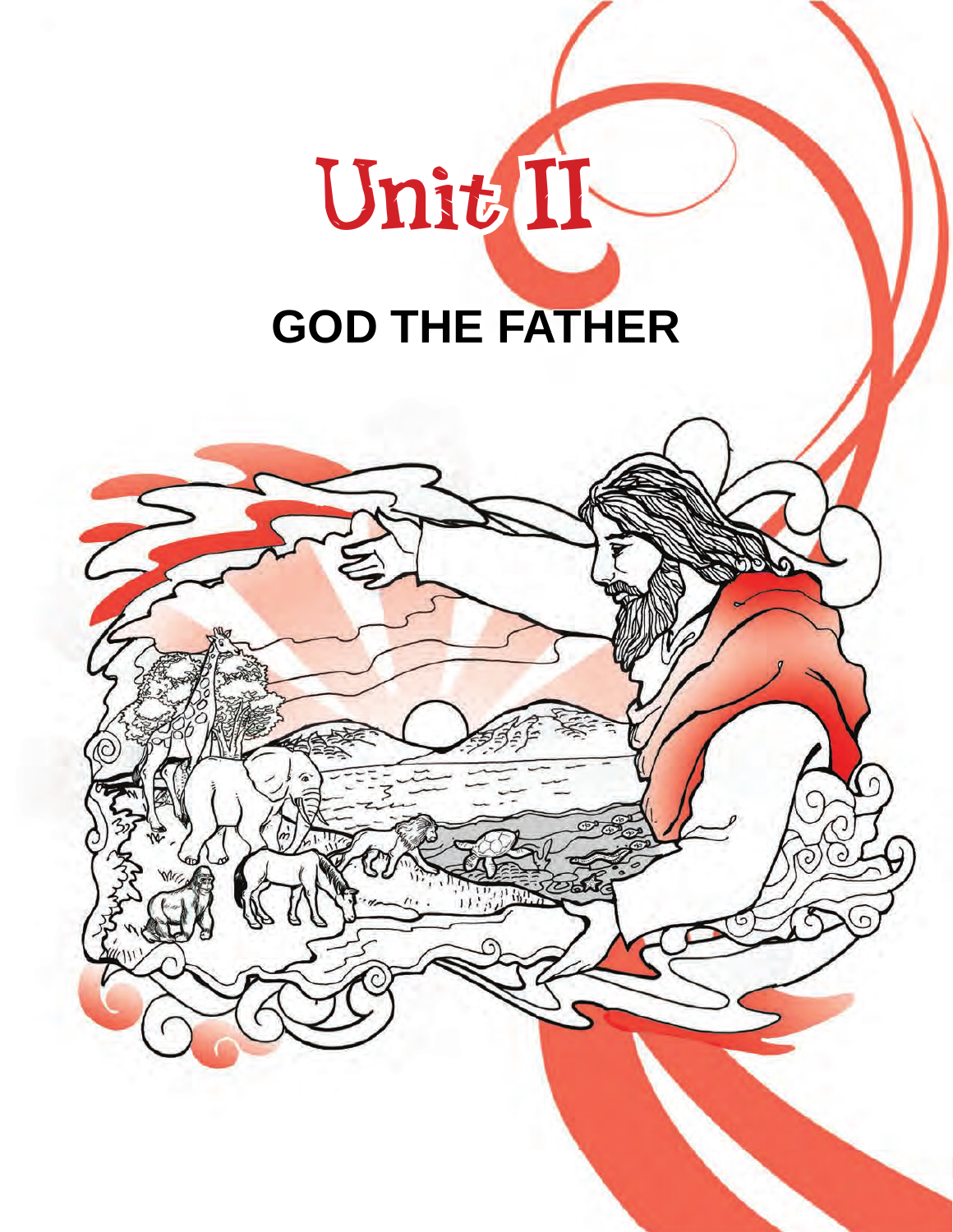# Unit II

## GOD THE FATHER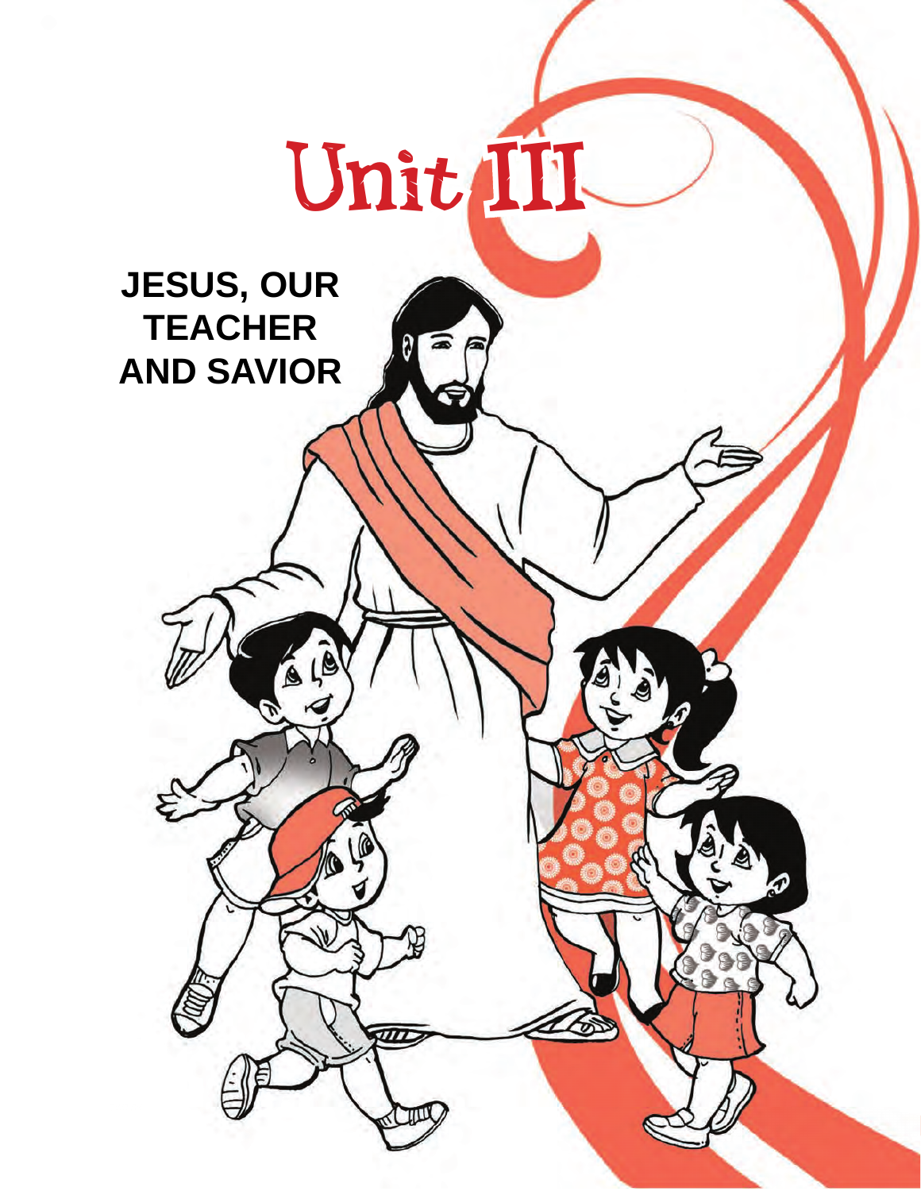# Unit III

## JESUS, OUR TEACHER AND SAVIOR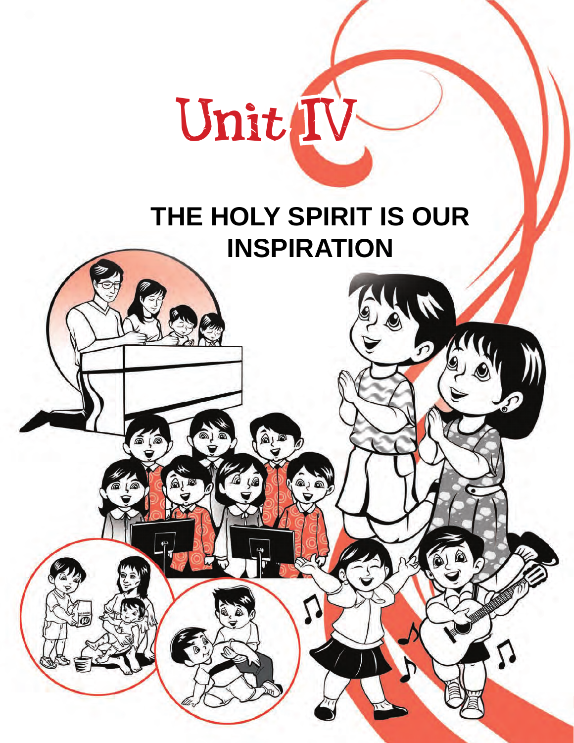# Unit IV

## THE HOLY SPIRIT IS OUR INSPIRATION